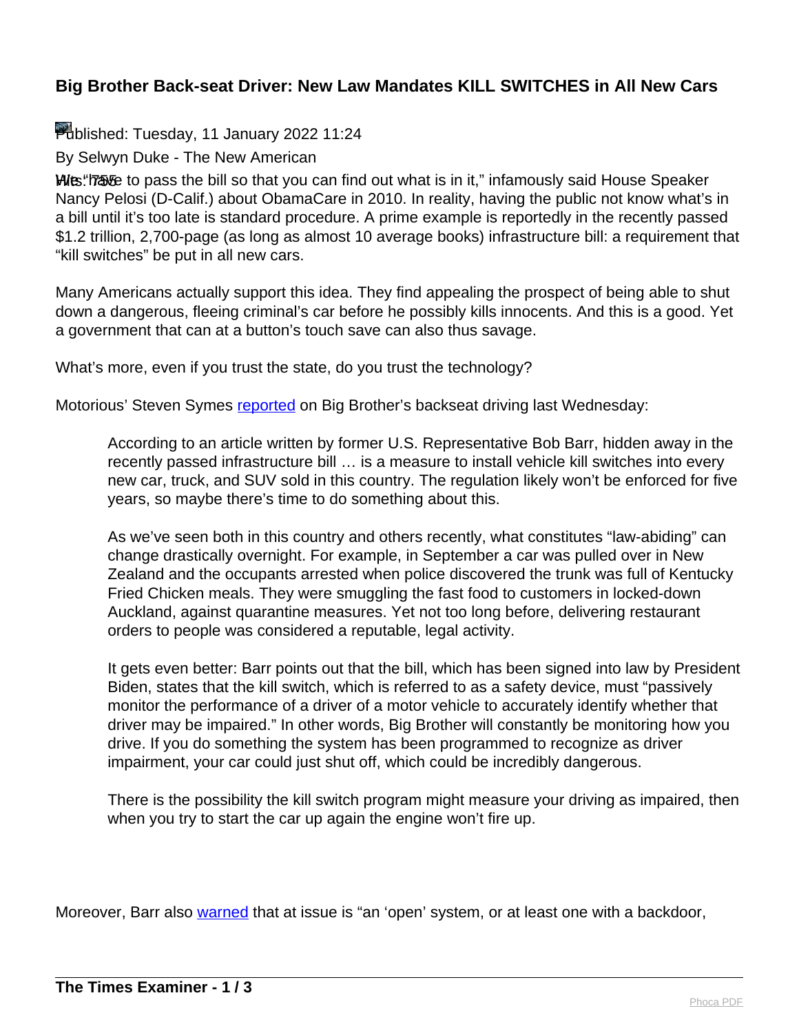## Big Brother Back-seat Driver: New Law Mandates KILL SWITCHES in All New Cars

Published: Tuesday, 11 January 2022 11:24

By Selwyn Duke - The New American

Hits: 755

"We have to pass the bill so that you can find out what is in it," infamously said House Speaker Nancy Pelosi (D-Calif.) about ObamaCare in 2010. In reality, having the public not know what's in a bill until it's too late is standard procedure. A prime example is reportedly in the recently passed $1.2 trillion, 2,700-page (as long as almost 10 average books) infrastructure bill: a requirement that "kill switches" be put in all new cars.

Many Americans actually support this idea. They find appealing the prospect of being able to shut down a dangerous, fleeing criminal's car before he possibly kills innocents. And this is a good. Yet a government that can at a button's touch save can also thus savage.

What's more, even if you trust the state, do you trust the technology?

Motorious' Steven Symes [reported](#) on Big Brother's backseat driving last Wednesday:

> According to an article written by former U.S. Representative Bob Barr, hidden away in the recently passed infrastructure bill … is a measure to install vehicle kill switches into every new car, truck, and SUV sold in this country. The regulation likely won't be enforced for five years, so maybe there's time to do something about this.
>
> As we've seen both in this country and others recently, what constitutes "law-abiding" can change drastically overnight. For example, in September a car was pulled over in New Zealand and the occupants arrested when police discovered the trunk was full of Kentucky Fried Chicken meals. They were smuggling the fast food to customers in locked-down Auckland, against quarantine measures. Yet not too long before, delivering restaurant orders to people was considered a reputable, legal activity.
>
> It gets even better: Barr points out that the bill, which has been signed into law by President Biden, states that the kill switch, which is referred to as a safety device, must "passively monitor the performance of a driver of a motor vehicle to accurately identify whether that driver may be impaired." In other words, Big Brother will constantly be monitoring how you drive. If you do something the system has been programmed to recognize as driver impairment, your car could just shut off, which could be incredibly dangerous.
>
> There is the possibility the kill switch program might measure your driving as impaired, then when you try to start the car up again the engine won't fire up.

Moreover, Barr also [warned](#) that at issue is "an 'open' system, or at least one with a backdoor,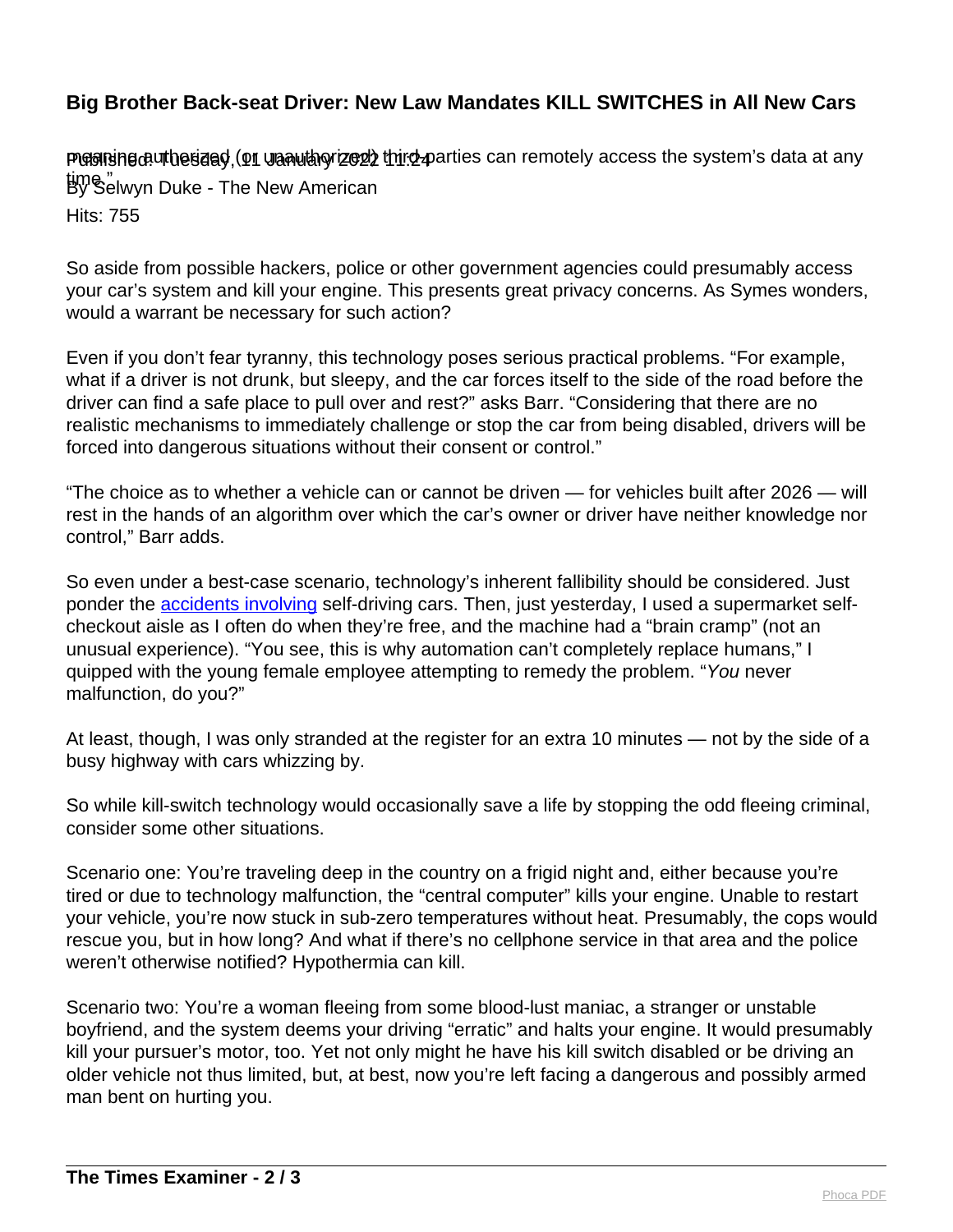meaning authorized (or unauthorized) third-parties can remotely access the system's data at any time."

So aside from possible hackers, police or other government agencies could presumably access your car's system and kill your engine. This presents great privacy concerns. As Symes wonders, would a warrant be necessary for such action?

Even if you don't fear tyranny, this technology poses serious practical problems. "For example, what if a driver is not drunk, but sleepy, and the car forces itself to the side of the road before the driver can find a safe place to pull over and rest?" asks Barr. "Considering that there are no realistic mechanisms to immediately challenge or stop the car from being disabled, drivers will be forced into dangerous situations without their consent or control."

"The choice as to whether a vehicle can or cannot be driven — for vehicles built after 2026 — will rest in the hands of an algorithm over which the car's owner or driver have neither knowledge nor control," Barr adds.

So even under a best-case scenario, technology's inherent fallibility should be considered. Just ponder the accidents involving self-driving cars. Then, just yesterday, I used a supermarket self-checkout aisle as I often do when they're free, and the machine had a "brain cramp" (not an unusual experience). "You see, this is why automation can't completely replace humans," I quipped with the young female employee attempting to remedy the problem. "*You* never malfunction, do you?"

At least, though, I was only stranded at the register for an extra 10 minutes — not by the side of a busy highway with cars whizzing by.

So while kill-switch technology would occasionally save a life by stopping the odd fleeing criminal, consider some other situations.

Scenario one: You're traveling deep in the country on a frigid night and, either because you're tired or due to technology malfunction, the "central computer" kills your engine. Unable to restart your vehicle, you're now stuck in sub-zero temperatures without heat. Presumably, the cops would rescue you, but in how long? And what if there's no cellphone service in that area and the police weren't otherwise notified? Hypothermia can kill.

Scenario two: You're a woman fleeing from some blood-lust maniac, a stranger or unstable boyfriend, and the system deems your driving "erratic" and halts your engine. It would presumably kill your pursuer's motor, too. Yet not only might he have his kill switch disabled or be driving an older vehicle not thus limited, but, at best, now you're left facing a dangerous and possibly armed man bent on hurting you.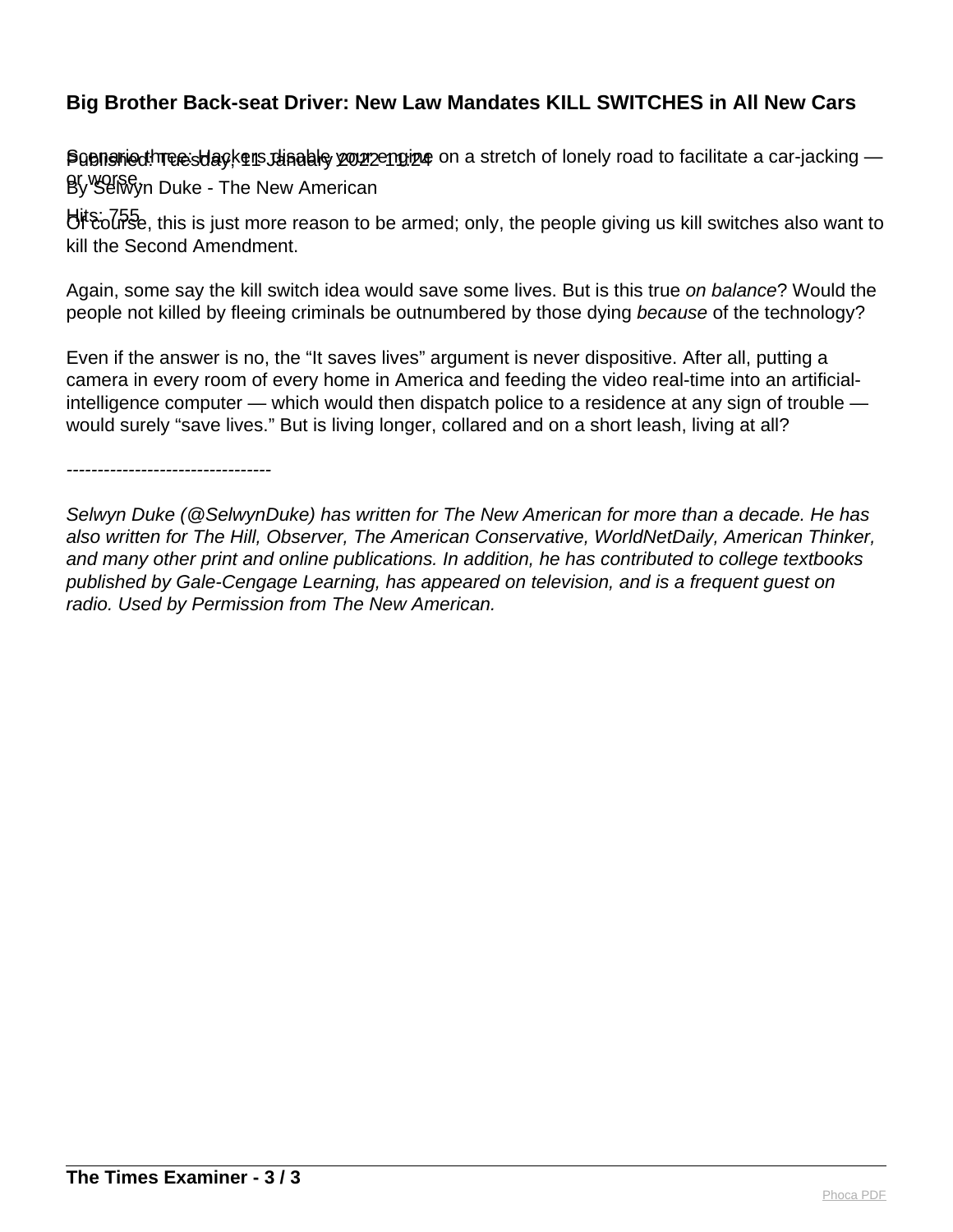Scenario three: Hackers disable your engine on a stretch of lonely road to facilitate a car-jacking — or worse.

Of course, this is just more reason to be armed; only, the people giving us kill switches also want to kill the Second Amendment.

Again, some say the kill switch idea would save some lives. But is this true *on balance*? Would the people not killed by fleeing criminals be outnumbered by those dying *because* of the technology?

Even if the answer is no, the "It saves lives" argument is never dispositive. After all, putting a camera in every room of every home in America and feeding the video real-time into an artificial-intelligence computer — which would then dispatch police to a residence at any sign of trouble — would surely "save lives." But is living longer, collared and on a short leash, living at all?

---------------------------------

*Selwyn Duke (@SelwynDuke) has written for The New American for more than a decade. He has also written for The Hill, Observer, The American Conservative, WorldNetDaily, American Thinker, and many other print and online publications. In addition, he has contributed to college textbooks published by Gale-Cengage Learning, has appeared on television, and is a frequent guest on radio. Used by Permission from The New American.*